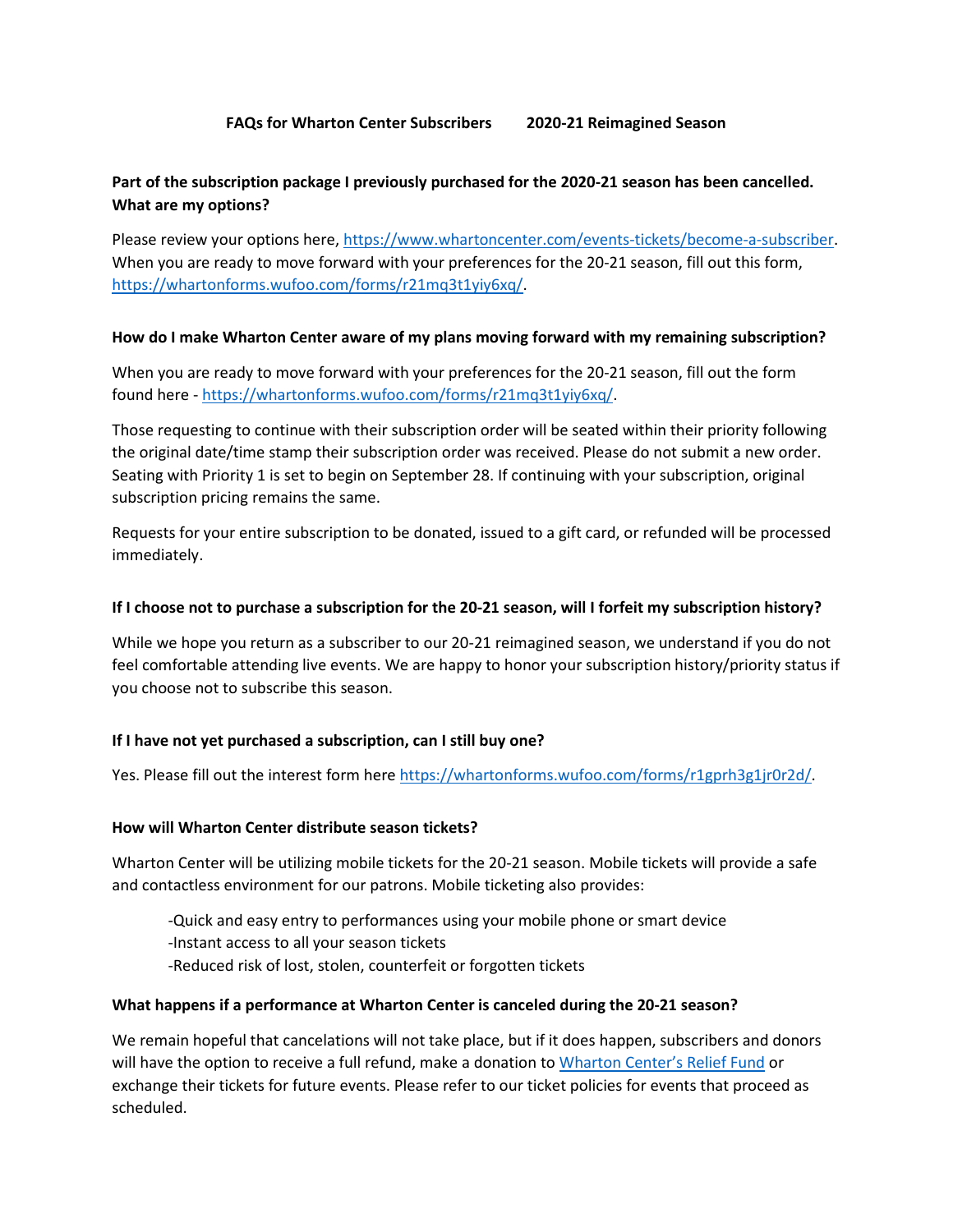# FAQs for Wharton Center Subscribers 2020-21 Reimagined Season

**Part of the subscription package I previously purchased for the 2020-21 season has been cancelled. What are my options?**

Please review your options here, https://www.whartoncenter.com/events-tickets/become-a-subscriber. When you are ready to move forward with your preferences for the 20-21 season, fill out this form, https://whartonforms.wufoo.com/forms/r21mq3t1yiy6xq/.

**How do I make Wharton Center aware of my plans moving forward with my remaining subscription?**

When you are ready to move forward with your preferences for the 20-21 season, fill out the form found here - https://whartonforms.wufoo.com/forms/r21mq3t1yiy6xq/.

Those requesting to continue with their subscription order will be seated within their priority following the original date/time stamp their subscription order was received. Please do not submit a new order. Seating with Priority 1 is set to begin on September 28. If continuing with your subscription, original subscription pricing remains the same.

Requests for your entire subscription to be donated, issued to a gift card, or refunded will be processed immediately.

**If I choose not to purchase a subscription for the 20-21 season, will I forfeit my subscription history?**

While we hope you return as a subscriber to our 20-21 reimagined season, we understand if you do not feel comfortable attending live events. We are happy to honor your subscription history/priority status if you choose not to subscribe this season.

**If I have not yet purchased a subscription, can I still buy one?**

Yes. Please fill out the interest form here https://whartonforms.wufoo.com/forms/r1gprh3g1jr0r2d/.

**How will Wharton Center distribute season tickets?**

Wharton Center will be utilizing mobile tickets for the 20-21 season. Mobile tickets will provide a safe and contactless environment for our patrons. Mobile ticketing also provides:

- Quick and easy entry to performances using your mobile phone or smart device
- Instant access to all your season tickets
- Reduced risk of lost, stolen, counterfeit or forgotten tickets

**What happens if a performance at Wharton Center is canceled during the 20-21 season?**

We remain hopeful that cancelations will not take place, but if it does happen, subscribers and donors will have the option to receive a full refund, make a donation to Wharton Center's Relief Fund or exchange their tickets for future events. Please refer to our ticket policies for events that proceed as scheduled.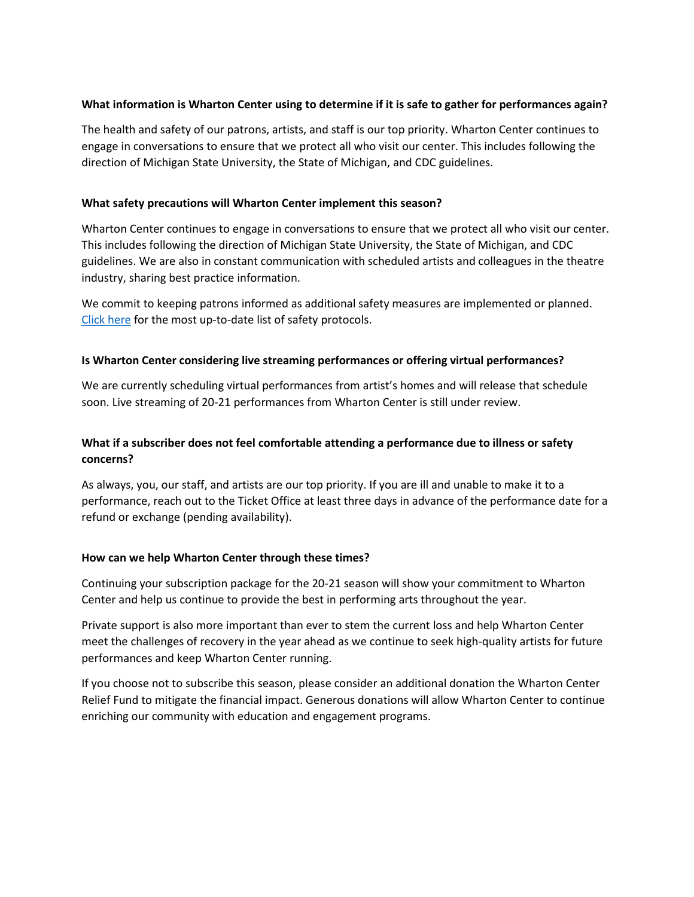**What information is Wharton Center using to determine if it is safe to gather for performances again?**

The health and safety of our patrons, artists, and staff is our top priority. Wharton Center continues to engage in conversations to ensure that we protect all who visit our center. This includes following the direction of Michigan State University, the State of Michigan, and CDC guidelines.

**What safety precautions will Wharton Center implement this season?**

Wharton Center continues to engage in conversations to ensure that we protect all who visit our center. This includes following the direction of Michigan State University, the State of Michigan, and CDC guidelines. We are also in constant communication with scheduled artists and colleagues in the theatre industry, sharing best practice information.

We commit to keeping patrons informed as additional safety measures are implemented or planned. Click here for the most up-to-date list of safety protocols.

**Is Wharton Center considering live streaming performances or offering virtual performances?**

We are currently scheduling virtual performances from artist's homes and will release that schedule soon. Live streaming of 20-21 performances from Wharton Center is still under review.

**What if a subscriber does not feel comfortable attending a performance due to illness or safety concerns?**

As always, you, our staff, and artists are our top priority. If you are ill and unable to make it to a performance, reach out to the Ticket Office at least three days in advance of the performance date for a refund or exchange (pending availability).

**How can we help Wharton Center through these times?**

Continuing your subscription package for the 20-21 season will show your commitment to Wharton Center and help us continue to provide the best in performing arts throughout the year.

Private support is also more important than ever to stem the current loss and help Wharton Center meet the challenges of recovery in the year ahead as we continue to seek high-quality artists for future performances and keep Wharton Center running.

If you choose not to subscribe this season, please consider an additional donation the Wharton Center Relief Fund to mitigate the financial impact. Generous donations will allow Wharton Center to continue enriching our community with education and engagement programs.